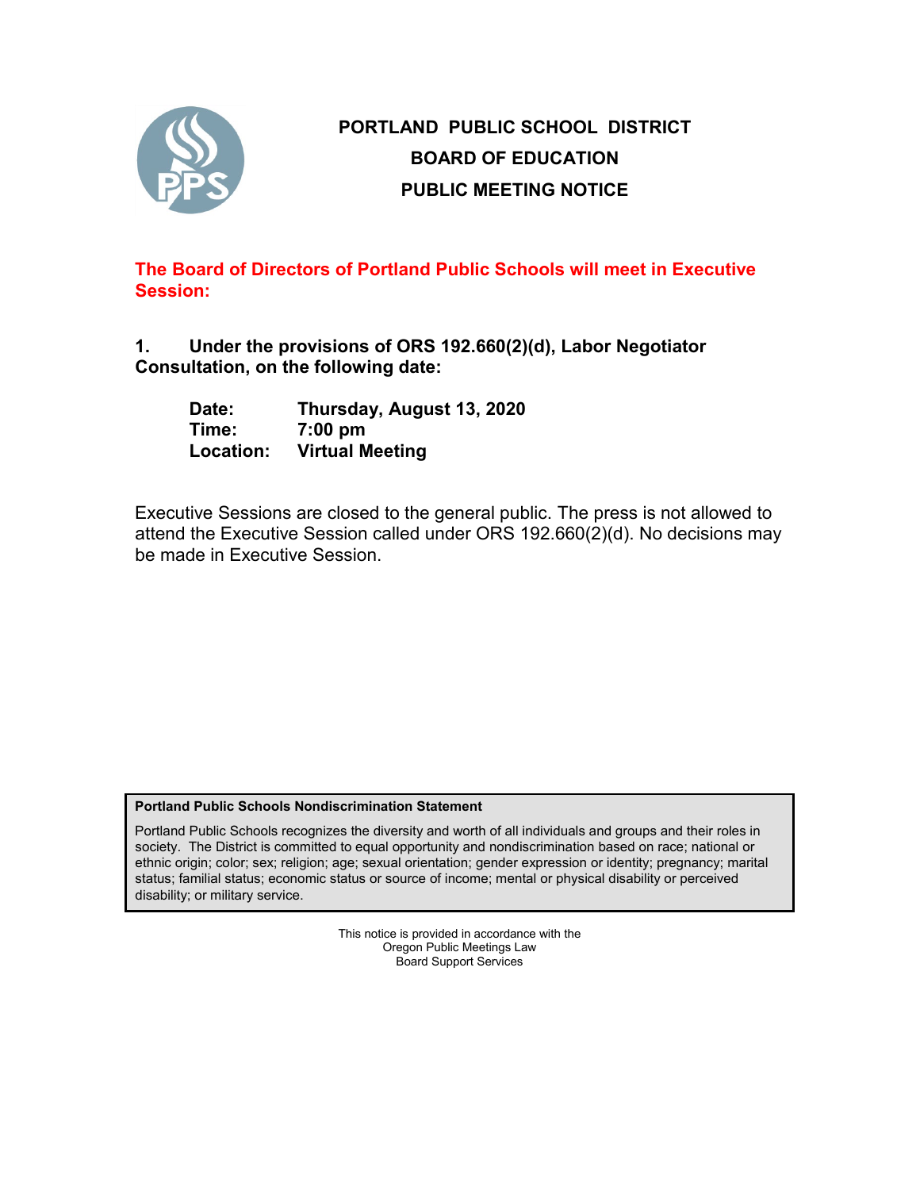# PORTLAND PUBLIC SCHOOL DISTRICT
## BOARD OF EDUCATION
## PUBLIC MEETING NOTICE

**The Board of Directors of Portland Public Schools will meet in Executive Session:**

**1. Under the provisions of ORS 192.660(2)(d), Labor Negotiator Consultation, on the following date:**

**Date:** **Thursday, August 13, 2020**
**Time:** **7:00 pm**
**Location:** **Virtual Meeting**

Executive Sessions are closed to the general public. The press is not allowed to attend the Executive Session called under ORS 192.660(2)(d). No decisions may be made in Executive Session.

**Portland Public Schools Nondiscrimination Statement**

Portland Public Schools recognizes the diversity and worth of all individuals and groups and their roles in society. The District is committed to equal opportunity and nondiscrimination based on race; national or ethnic origin; color; sex; religion; age; sexual orientation; gender expression or identity; pregnancy; marital status; familial status; economic status or source of income; mental or physical disability or perceived disability; or military service.

This notice is provided in accordance with the
Oregon Public Meetings Law
Board Support Services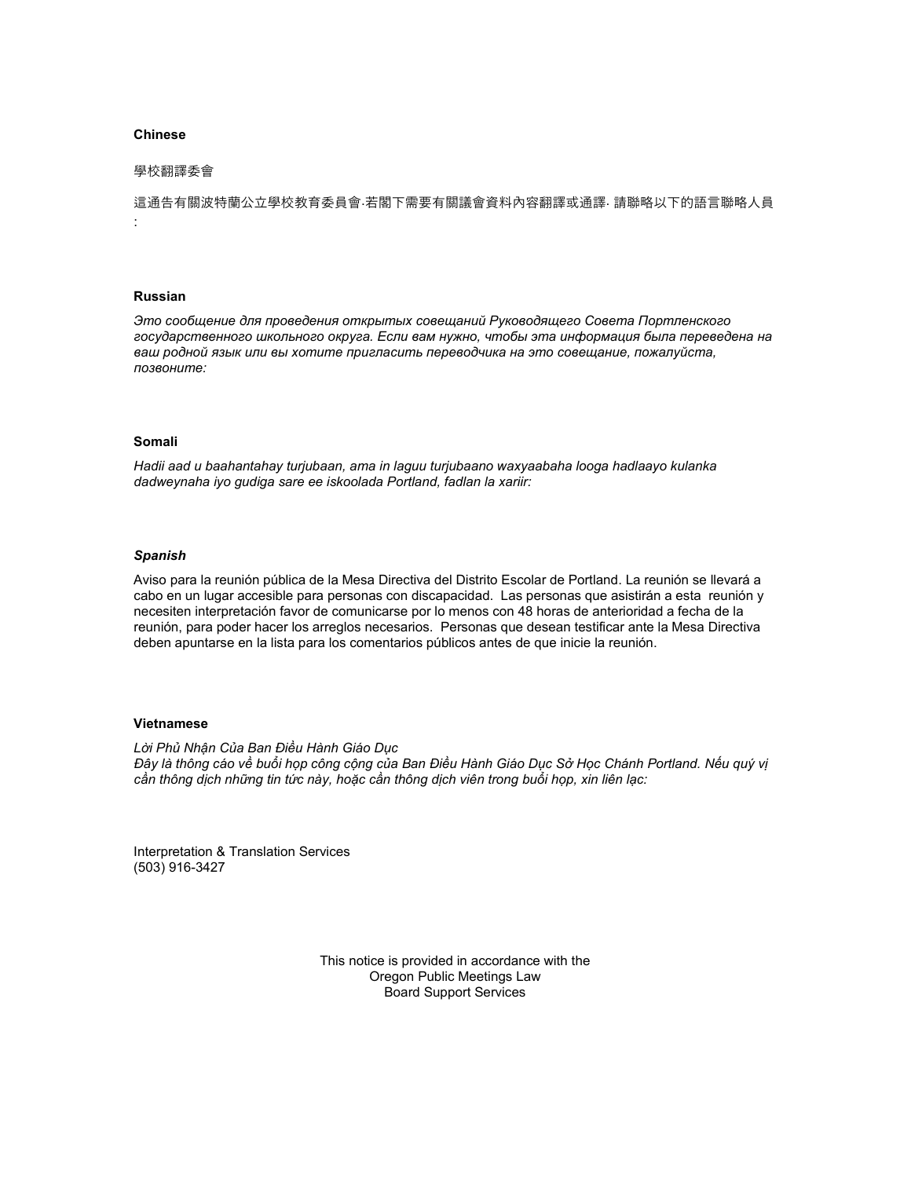**Chinese**

學校翻譯委會

這通告有關波特蘭公立學校教育委員會.若閣下需要有關議會資料內容翻譯或通譯. 請聯略以下的語言聯略人員 :

**Russian**

*Это сообщение для проведения открытых совещаний Руководящего Совета Портленского государственного школьного округа. Если вам нужно, чтобы эта информация была переведена на ваш родной язык или вы хотите пригласить переводчика на это совещание, пожалуйста, позвоните:*

**Somali**

*Hadii aad u baahantahay turjubaan, ama in laguu turjubaano waxyaabaha looga hadlaayo kulanka dadweynaha iyo gudiga sare ee iskoolada Portland, fadlan la xariir:*

***Spanish***

Aviso para la reunión pública de la Mesa Directiva del Distrito Escolar de Portland. La reunión se llevará a cabo en un lugar accesible para personas con discapacidad. Las personas que asistirán a esta reunión y necesiten interpretación favor de comunicarse por lo menos con 48 horas de anterioridad a fecha de la reunión, para poder hacer los arreglos necesarios. Personas que desean testificar ante la Mesa Directiva deben apuntarse en la lista para los comentarios públicos antes de que inicie la reunión.

**Vietnamese**

*Lời Phủ Nhận Của Ban Điều Hành Giáo Dục*
*Đây là thông cáo về buổi họp công cộng của Ban Điều Hành Giáo Dục Sở Học Chánh Portland. Nếu quý vị cần thông dịch những tin tức này, hoặc cần thông dịch viên trong buổi họp, xin liên lạc:*

Interpretation & Translation Services
(503) 916-3427

This notice is provided in accordance with the
Oregon Public Meetings Law
Board Support Services